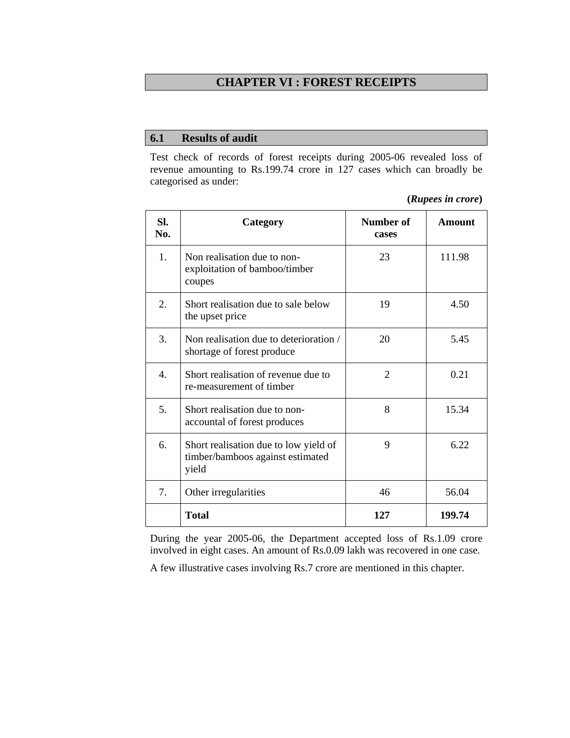# CHAPTER VI : FOREST RECEIPTS

## 6.1 Results of audit

Test check of records of forest receipts during 2005-06 revealed loss of revenue amounting to Rs.199.74 crore in 127 cases which can broadly be categorised as under:

**(*Rupees in crore*)**

| Sl. No. | Category | Number of cases | Amount |
|---|---|---|---|
| 1. | Non realisation due to non-exploitation of bamboo/timber coupes | 23 | 111.98 |
| 2. | Short realisation due to sale below the upset price | 19 | 4.50 |
| 3. | Non realisation due to deterioration / shortage of forest produce | 20 | 5.45 |
| 4. | Short realisation of revenue due to re-measurement of timber | 2 | 0.21 |
| 5. | Short realisation due to non-accountal of forest produces | 8 | 15.34 |
| 6. | Short realisation due to low yield of timber/bamboos against estimated yield | 9 | 6.22 |
| 7. | Other irregularities | 46 | 56.04 |
| | **Total** | **127** | **199.74** |

During the year 2005-06, the Department accepted loss of Rs.1.09 crore involved in eight cases. An amount of Rs.0.09 lakh was recovered in one case.

A few illustrative cases involving Rs.7 crore are mentioned in this chapter.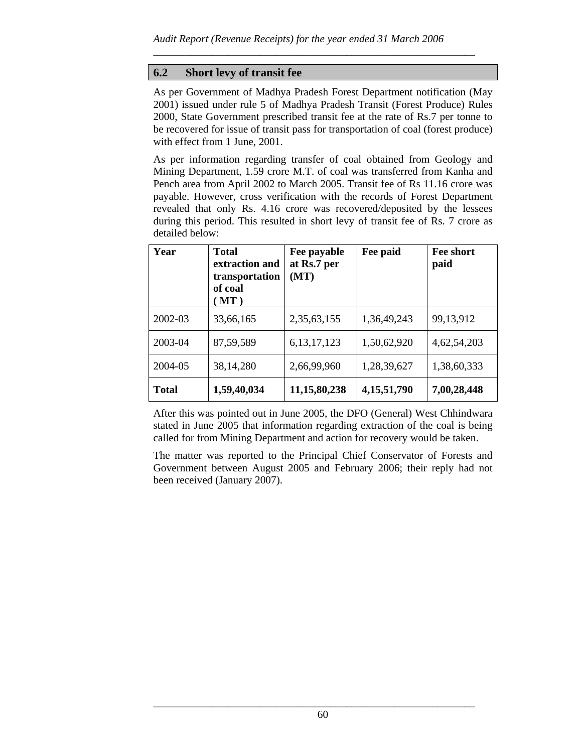## 6.2 Short levy of transit fee

As per Government of Madhya Pradesh Forest Department notification (May 2001) issued under rule 5 of Madhya Pradesh Transit (Forest Produce) Rules 2000, State Government prescribed transit fee at the rate of Rs.7 per tonne to be recovered for issue of transit pass for transportation of coal (forest produce) with effect from 1 June, 2001.

As per information regarding transfer of coal obtained from Geology and Mining Department, 1.59 crore M.T. of coal was transferred from Kanha and Pench area from April 2002 to March 2005. Transit fee of Rs 11.16 crore was payable. However, cross verification with the records of Forest Department revealed that only Rs. 4.16 crore was recovered/deposited by the lessees during this period. This resulted in short levy of transit fee of Rs. 7 crore as detailed below:

| Year | Total extraction and transportation of coal (MT) | Fee payable at Rs.7 per (MT) | Fee paid | Fee short paid |
|---|---|---|---|---|
| 2002-03 | 33,66,165 | 2,35,63,155 | 1,36,49,243 | 99,13,912 |
| 2003-04 | 87,59,589 | 6,13,17,123 | 1,50,62,920 | 4,62,54,203 |
| 2004-05 | 38,14,280 | 2,66,99,960 | 1,28,39,627 | 1,38,60,333 |
| **Total** | **1,59,40,034** | **11,15,80,238** | **4,15,51,790** | **7,00,28,448** |

After this was pointed out in June 2005, the DFO (General) West Chhindwara stated in June 2005 that information regarding extraction of the coal is being called for from Mining Department and action for recovery would be taken.

The matter was reported to the Principal Chief Conservator of Forests and Government between August 2005 and February 2006; their reply had not been received (January 2007).